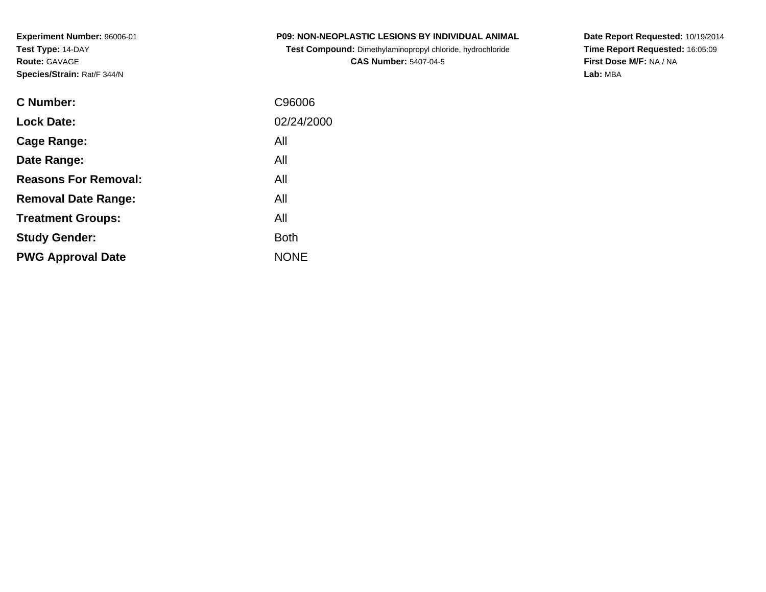**Experiment Number:** 96006-01
**Test Type:** 14-DAY
**Route:** GAVAGE
**Species/Strain:** Rat/F 344/N

**P09: NON-NEOPLASTIC LESIONS BY INDIVIDUAL ANIMAL**
**Test Compound:** Dimethylaminopropyl chloride, hydrochloride
**CAS Number:** 5407-04-5

**Date Report Requested:** 10/19/2014
**Time Report Requested:** 16:05:09
**First Dose M/F:** NA / NA
**Lab:** MBA

| | |
|---|---|
| **C Number:** | C96006 |
| **Lock Date:** | 02/24/2000 |
| **Cage Range:** | All |
| **Date Range:** | All |
| **Reasons For Removal:** | All |
| **Removal Date Range:** | All |
| **Treatment Groups:** | All |
| **Study Gender:** | Both |
| **PWG Approval Date** | NONE |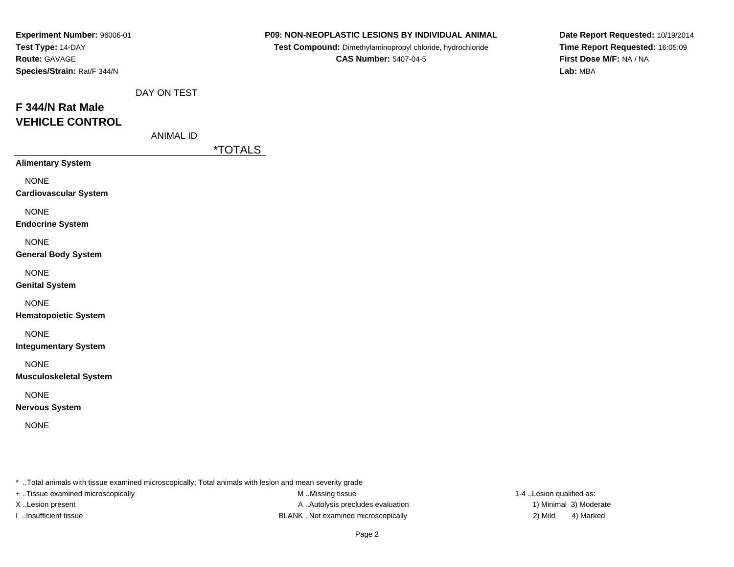**Experiment Number:** 96006-01
**Test Type:** 14-DAY
**Route:** GAVAGE
**Species/Strain:** Rat/F 344/N

**P09: NON-NEOPLASTIC LESIONS BY INDIVIDUAL ANIMAL**
**Test Compound:** Dimethylaminopropyl chloride, hydrochloride
**CAS Number:** 5407-04-5

**Date Report Requested:** 10/19/2014
**Time Report Requested:** 16:05:09
**First Dose M/F:** NA / NA
**Lab:** MBA

DAY ON TEST

## F 344/N Rat Male
## VEHICLE CONTROL

ANIMAL ID

| | *TOTALS |
|---|---|
| **Alimentary System** | |
| NONE | |
| **Cardiovascular System** | |
| NONE | |
| **Endocrine System** | |
| NONE | |
| **General Body System** | |
| NONE | |
| **Genital System** | |
| NONE | |
| **Hematopoietic System** | |
| NONE | |
| **Integumentary System** | |
| NONE | |
| **Musculoskeletal System** | |
| NONE | |
| **Nervous System** | |
| NONE | |

* ..Total animals with tissue examined microscopically; Total animals with lesion and mean severity grade
+ ..Tissue examined microscopically
X ..Lesion present
I ..Insufficient tissue

M ..Missing tissue
A ..Autolysis precludes evaluation
BLANK ..Not examined microscopically

1-4 ..Lesion qualified as:
1) Minimal 3) Moderate
2) Mild 4) Marked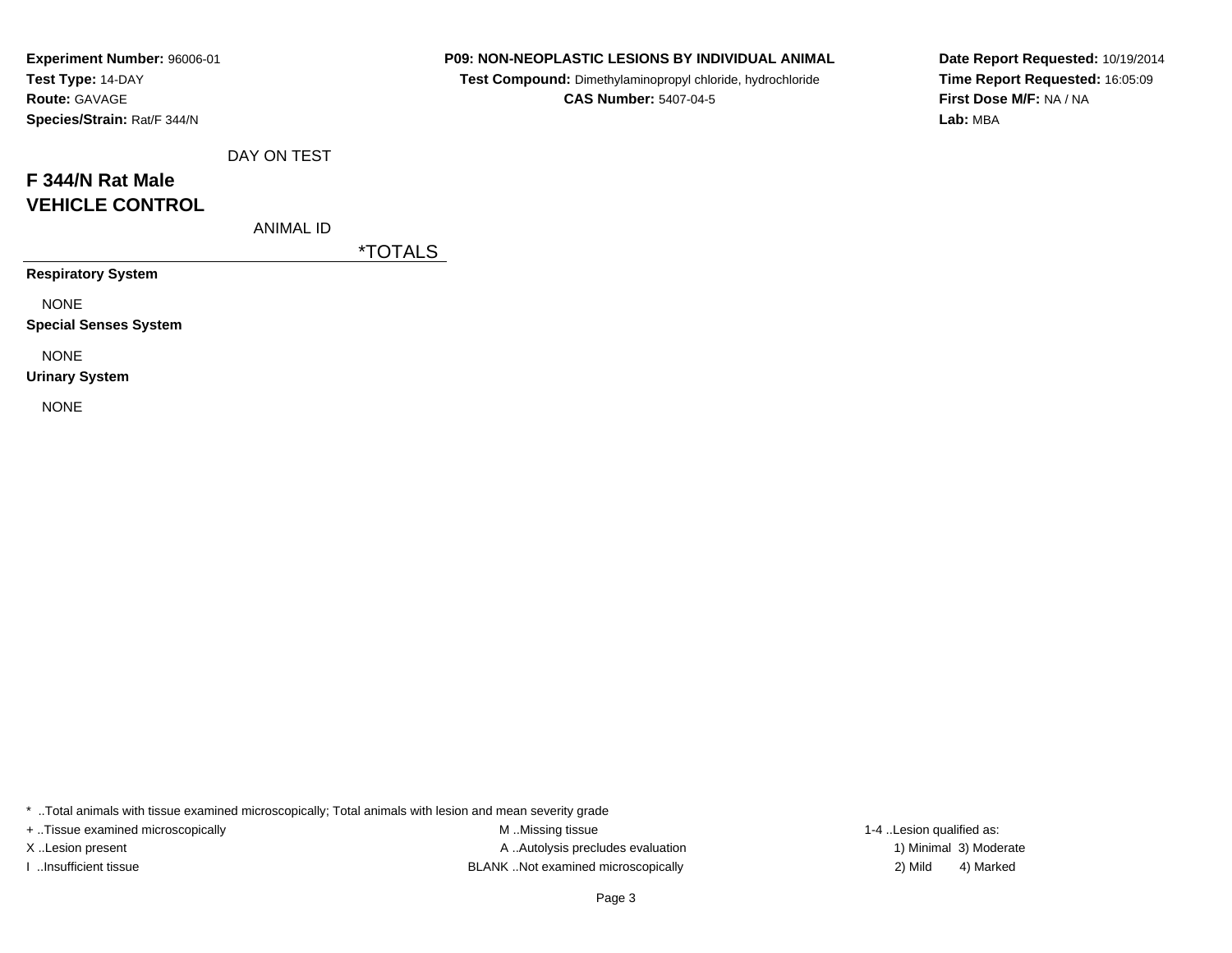**Experiment Number:** 96006-01
**Test Type:** 14-DAY
**Route:** GAVAGE
**Species/Strain:** Rat/F 344/N

**P09: NON-NEOPLASTIC LESIONS BY INDIVIDUAL ANIMAL**
**Test Compound:** Dimethylaminopropyl chloride, hydrochloride
**CAS Number:** 5407-04-5

**Date Report Requested:** 10/19/2014
**Time Report Requested:** 16:05:09
**First Dose M/F:** NA / NA
**Lab:** MBA

DAY ON TEST

## F 344/N Rat Male
## VEHICLE CONTROL

ANIMAL ID

| | *TOTALS |
|---|---|
| **Respiratory System** | |
| NONE | |
| **Special Senses System** | |
| NONE | |
| **Urinary System** | |
| NONE | |

\* ..Total animals with tissue examined microscopically; Total animals with lesion and mean severity grade

+ ..Tissue examined microscopically
X ..Lesion present
I ..Insufficient tissue

M ..Missing tissue
A ..Autolysis precludes evaluation
BLANK ..Not examined microscopically

1-4 ..Lesion qualified as:
1) Minimal 3) Moderate
2) Mild 4) Marked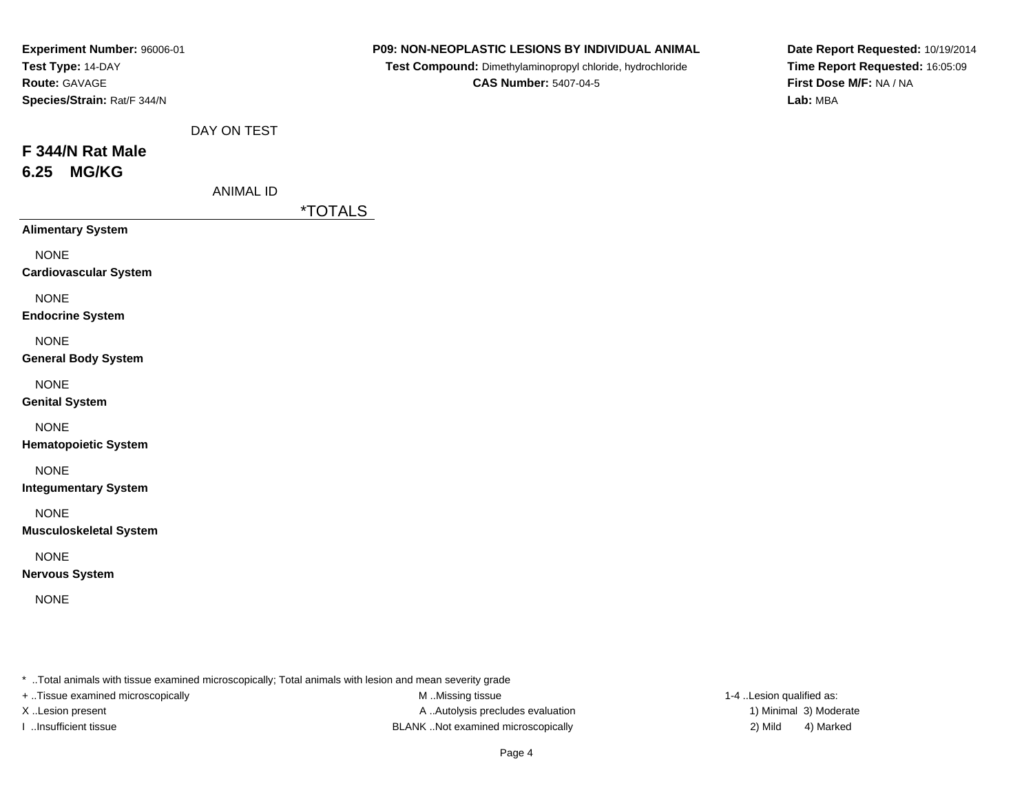**Experiment Number:** 96006-01
**Test Type:** 14-DAY
**Route:** GAVAGE
**Species/Strain:** Rat/F 344/N

**P09: NON-NEOPLASTIC LESIONS BY INDIVIDUAL ANIMAL**
**Test Compound:** Dimethylaminopropyl chloride, hydrochloride
**CAS Number:** 5407-04-5

**Date Report Requested:** 10/19/2014
**Time Report Requested:** 16:05:09
**First Dose M/F:** NA / NA
**Lab:** MBA

DAY ON TEST

## F 344/N Rat Male
## 6.25 MG/KG

ANIMAL ID

| | *TOTALS |
|---|---|
| **Alimentary System** | |
| NONE | |
| **Cardiovascular System** | |
| NONE | |
| **Endocrine System** | |
| NONE | |
| **General Body System** | |
| NONE | |
| **Genital System** | |
| NONE | |
| **Hematopoietic System** | |
| NONE | |
| **Integumentary System** | |
| NONE | |
| **Musculoskeletal System** | |
| NONE | |
| **Nervous System** | |
| NONE | |

* ..Total animals with tissue examined microscopically; Total animals with lesion and mean severity grade
+ ..Tissue examined microscopically
X ..Lesion present
I ..Insufficient tissue

M ..Missing tissue
A ..Autolysis precludes evaluation
BLANK ..Not examined microscopically

1-4 ..Lesion qualified as:
1) Minimal 3) Moderate
2) Mild 4) Marked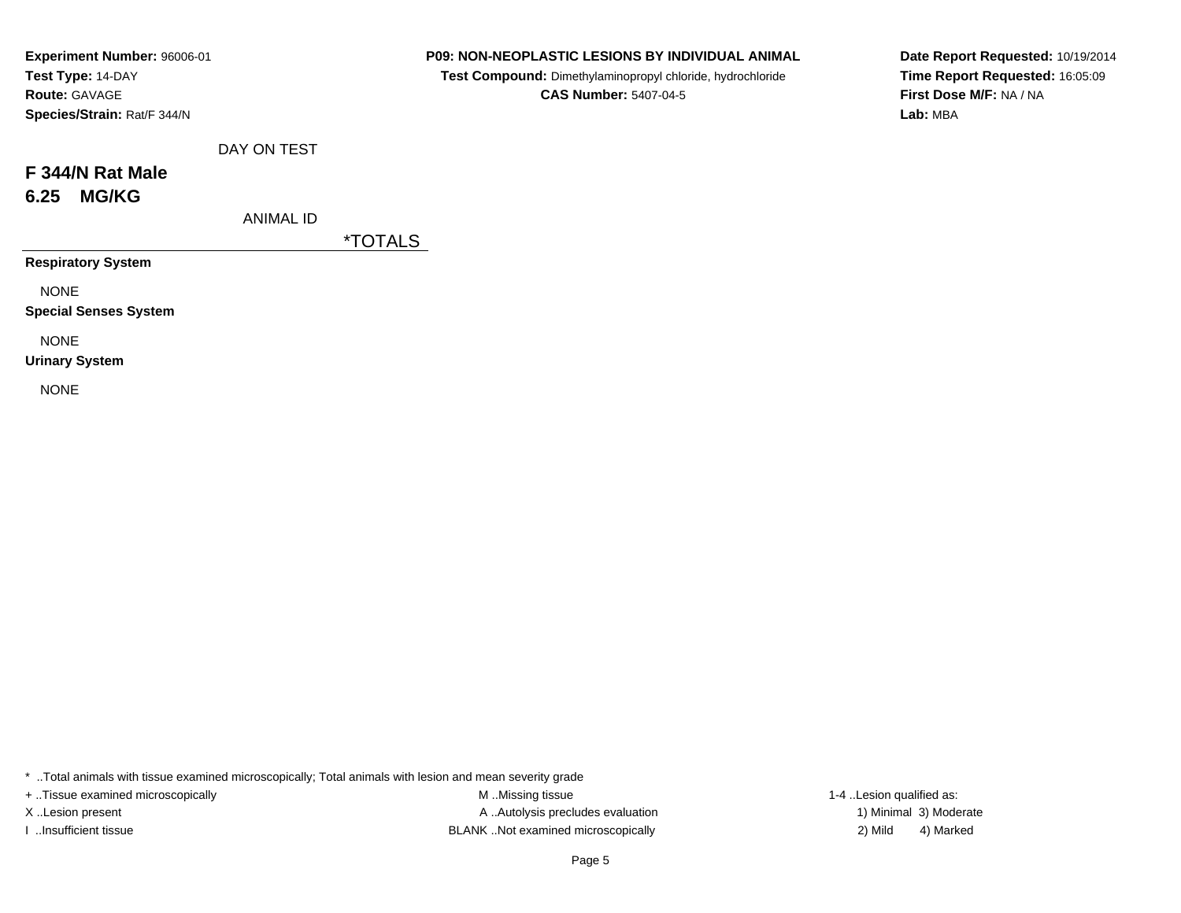**Experiment Number:** 96006-01
**Test Type:** 14-DAY
**Route:** GAVAGE
**Species/Strain:** Rat/F 344/N

**P09: NON-NEOPLASTIC LESIONS BY INDIVIDUAL ANIMAL**
**Test Compound:** Dimethylaminopropyl chloride, hydrochloride
**CAS Number:** 5407-04-5

**Date Report Requested:** 10/19/2014
**Time Report Requested:** 16:05:09
**First Dose M/F:** NA / NA
**Lab:** MBA

DAY ON TEST

## F 344/N Rat Male
## 6.25 MG/KG

ANIMAL ID

| | *TOTALS |
|---|---|
| **Respiratory System** | |
| NONE | |
| **Special Senses System** | |
| NONE | |
| **Urinary System** | |
| NONE | |

* ..Total animals with tissue examined microscopically; Total animals with lesion and mean severity grade

+ ..Tissue examined microscopically
X ..Lesion present
I ..Insufficient tissue

M ..Missing tissue
A ..Autolysis precludes evaluation
BLANK ..Not examined microscopically

1-4 ..Lesion qualified as:
1) Minimal 3) Moderate
2) Mild 4) Marked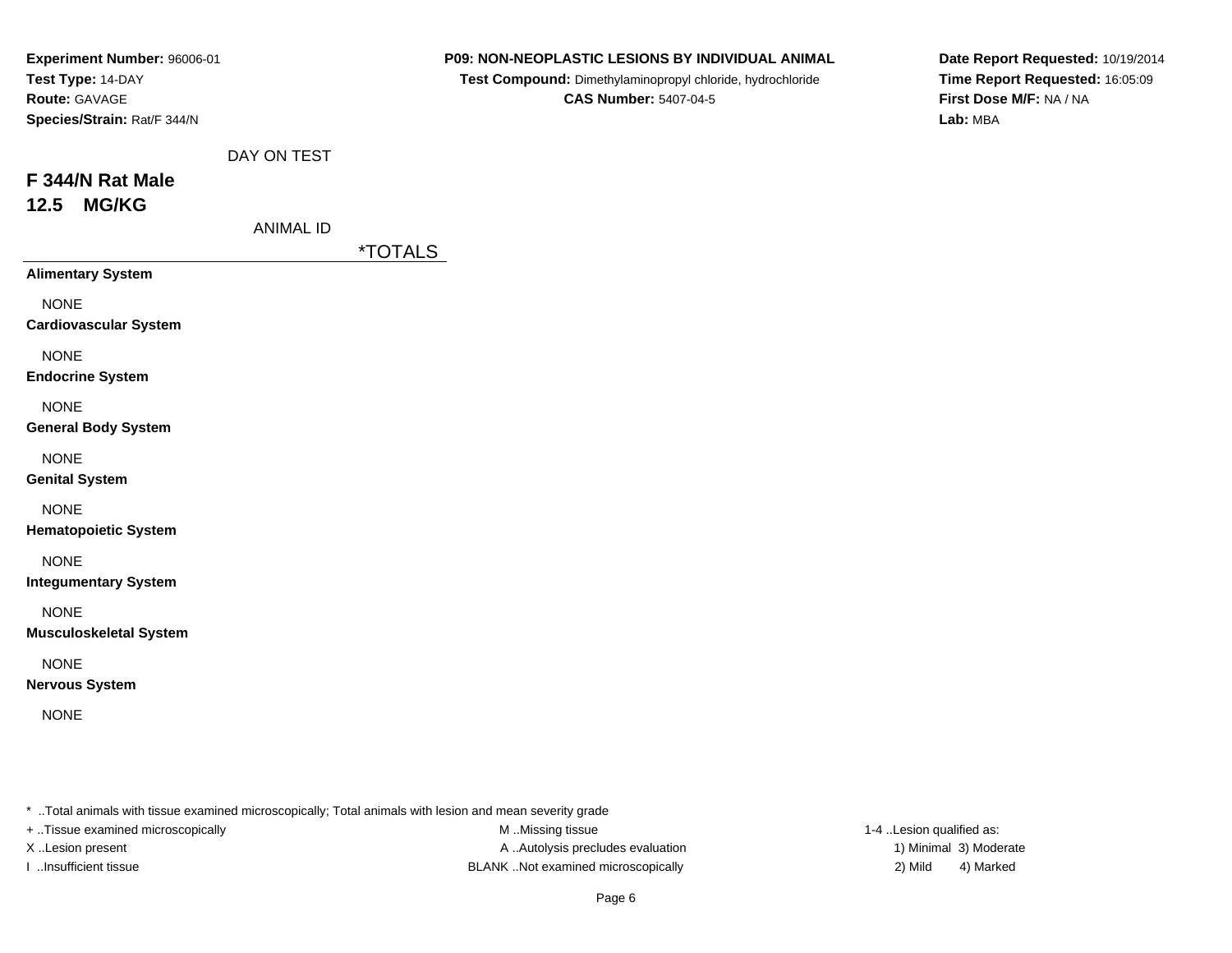**Experiment Number:** 96006-01
**Test Type:** 14-DAY
**Route:** GAVAGE
**Species/Strain:** Rat/F 344/N

**P09: NON-NEOPLASTIC LESIONS BY INDIVIDUAL ANIMAL**
**Test Compound:** Dimethylaminopropyl chloride, hydrochloride
**CAS Number:** 5407-04-5

**Date Report Requested:** 10/19/2014
**Time Report Requested:** 16:05:09
**First Dose M/F:** NA / NA
**Lab:** MBA

DAY ON TEST

## F 344/N Rat Male
## 12.5 MG/KG

ANIMAL ID

| | *TOTALS |
|---|---|
| **Alimentary System** | |
| NONE | |
| **Cardiovascular System** | |
| NONE | |
| **Endocrine System** | |
| NONE | |
| **General Body System** | |
| NONE | |
| **Genital System** | |
| NONE | |
| **Hematopoietic System** | |
| NONE | |
| **Integumentary System** | |
| NONE | |
| **Musculoskeletal System** | |
| NONE | |
| **Nervous System** | |
| NONE | |

* ..Total animals with tissue examined microscopically; Total animals with lesion and mean severity grade
+ ..Tissue examined microscopically
X ..Lesion present
I ..Insufficient tissue
M ..Missing tissue
A ..Autolysis precludes evaluation
BLANK ..Not examined microscopically
1-4 ..Lesion qualified as:
1) Minimal 3) Moderate
2) Mild 4) Marked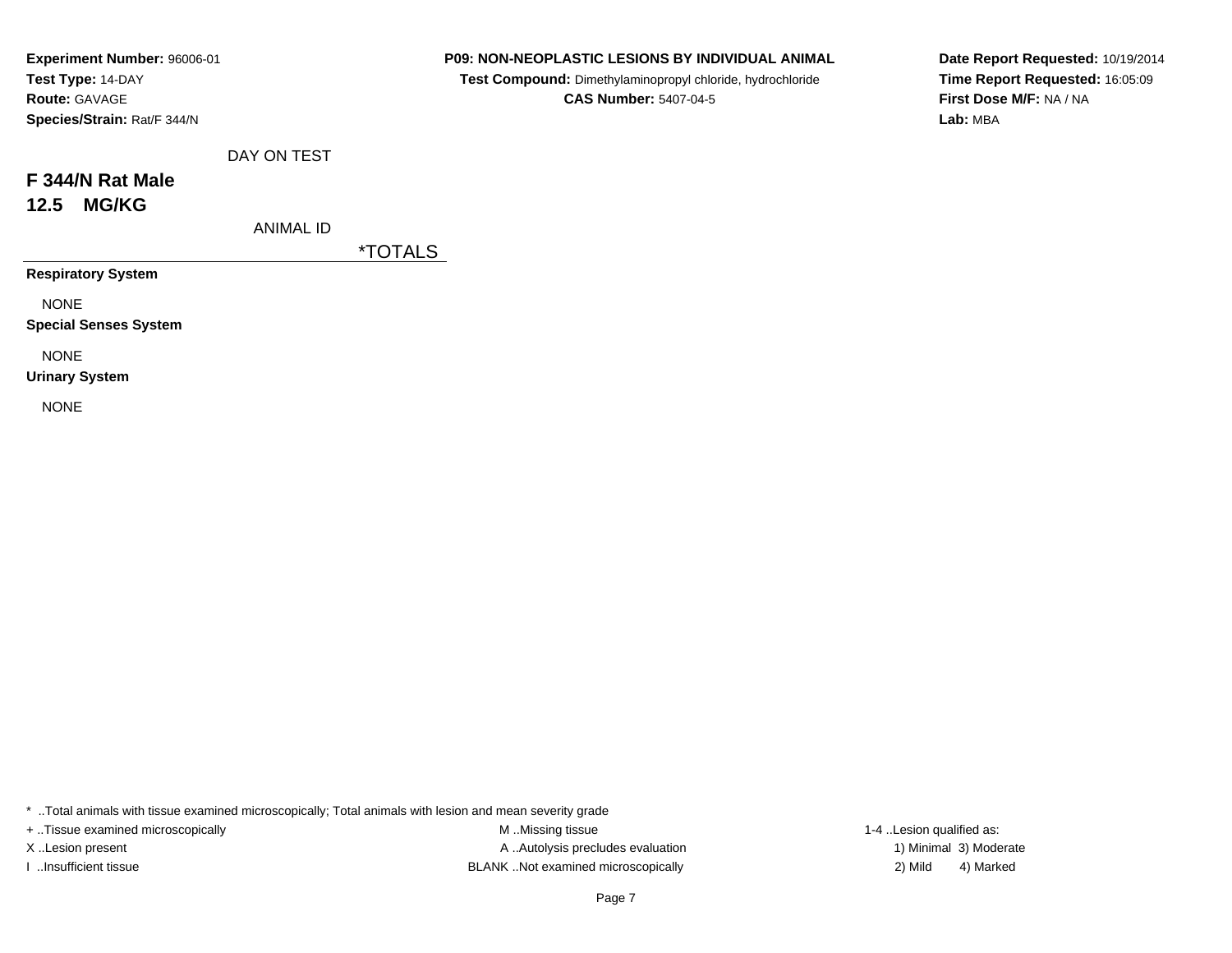**Experiment Number:** 96006-01
**Test Type:** 14-DAY
**Route:** GAVAGE
**Species/Strain:** Rat/F 344/N

**P09: NON-NEOPLASTIC LESIONS BY INDIVIDUAL ANIMAL**
**Test Compound:** Dimethylaminopropyl chloride, hydrochloride
**CAS Number:** 5407-04-5

**Date Report Requested:** 10/19/2014
**Time Report Requested:** 16:05:09
**First Dose M/F:** NA / NA
**Lab:** MBA

DAY ON TEST

## F 344/N Rat Male
## 12.5 MG/KG

ANIMAL ID

| | *TOTALS |
|---|---|
| **Respiratory System** | |
| NONE | |
| **Special Senses System** | |
| NONE | |
| **Urinary System** | |
| NONE | |

* ..Total animals with tissue examined microscopically; Total animals with lesion and mean severity grade
+ ..Tissue examined microscopically
X ..Lesion present
I ..Insufficient tissue
M ..Missing tissue
A ..Autolysis precludes evaluation
BLANK ..Not examined microscopically
1-4 ..Lesion qualified as:
1) Minimal 3) Moderate
2) Mild 4) Marked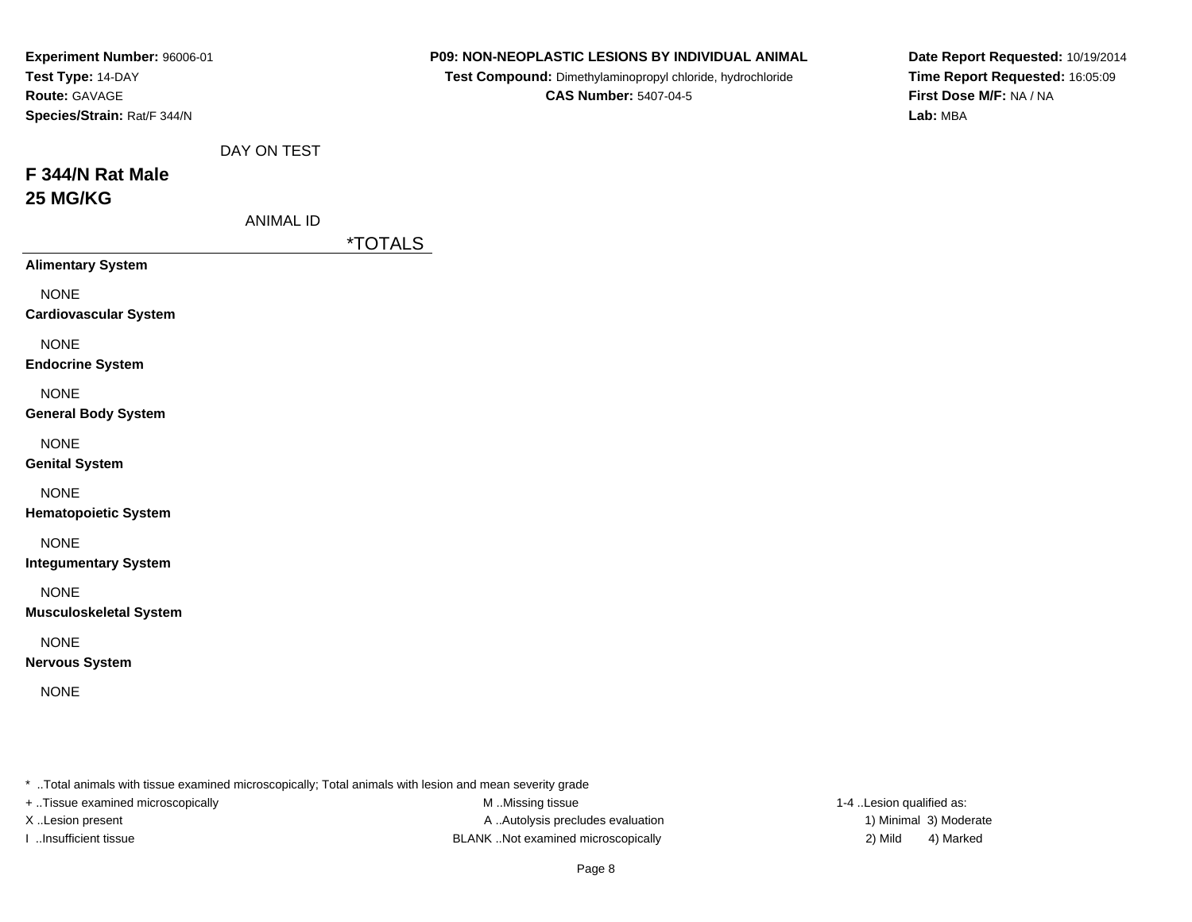**Experiment Number:** 96006-01
**Test Type:** 14-DAY
**Route:** GAVAGE
**Species/Strain:** Rat/F 344/N

**P09: NON-NEOPLASTIC LESIONS BY INDIVIDUAL ANIMAL**
**Test Compound:** Dimethylaminopropyl chloride, hydrochloride
**CAS Number:** 5407-04-5

**Date Report Requested:** 10/19/2014
**Time Report Requested:** 16:05:09
**First Dose M/F:** NA / NA
**Lab:** MBA

DAY ON TEST

## F 344/N Rat Male
## 25 MG/KG

ANIMAL ID

| | *TOTALS |
|---|---|
| **Alimentary System** | |
| NONE | |
| **Cardiovascular System** | |
| NONE | |
| **Endocrine System** | |
| NONE | |
| **General Body System** | |
| NONE | |
| **Genital System** | |
| NONE | |
| **Hematopoietic System** | |
| NONE | |
| **Integumentary System** | |
| NONE | |
| **Musculoskeletal System** | |
| NONE | |
| **Nervous System** | |
| NONE | |

* ..Total animals with tissue examined microscopically; Total animals with lesion and mean severity grade
+ ..Tissue examined microscopically
X ..Lesion present
I ..Insufficient tissue
M ..Missing tissue
A ..Autolysis precludes evaluation
BLANK ..Not examined microscopically
1-4 ..Lesion qualified as:
1) Minimal 3) Moderate
2) Mild 4) Marked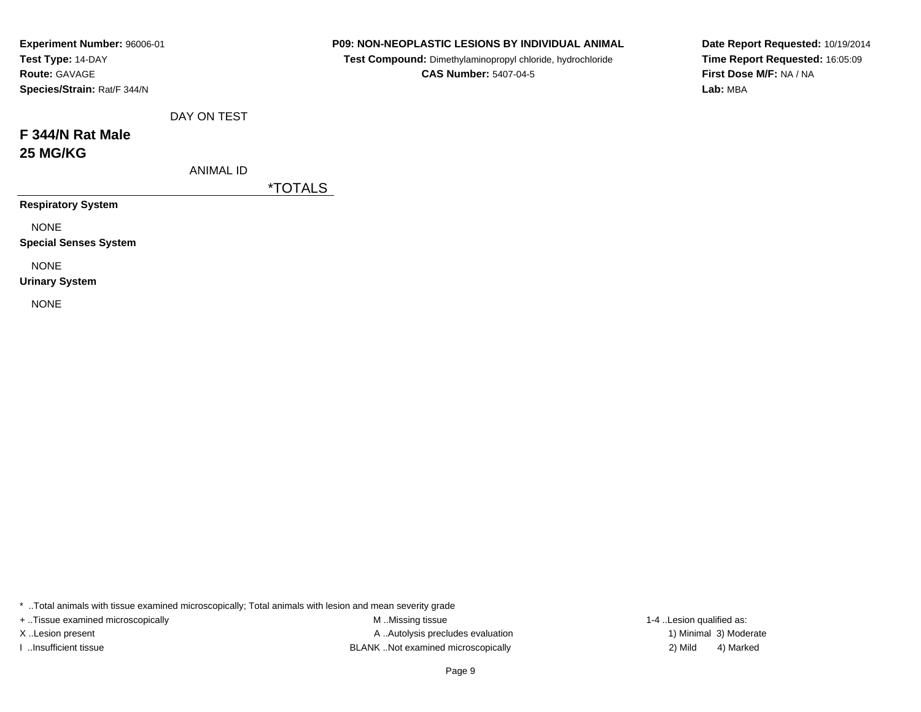**Experiment Number:** 96006-01
**Test Type:** 14-DAY
**Route:** GAVAGE
**Species/Strain:** Rat/F 344/N

**P09: NON-NEOPLASTIC LESIONS BY INDIVIDUAL ANIMAL**
**Test Compound:** Dimethylaminopropyl chloride, hydrochloride
**CAS Number:** 5407-04-5

**Date Report Requested:** 10/19/2014
**Time Report Requested:** 16:05:09
**First Dose M/F:** NA / NA
**Lab:** MBA

DAY ON TEST

## F 344/N Rat Male
## 25 MG/KG

ANIMAL ID

| | *TOTALS |
|---|---|
| **Respiratory System** | |
| NONE | |
| **Special Senses System** | |
| NONE | |
| **Urinary System** | |
| NONE | |

* ..Total animals with tissue examined microscopically; Total animals with lesion and mean severity grade
+ ..Tissue examined microscopically
X ..Lesion present
I ..Insufficient tissue

M ..Missing tissue
A ..Autolysis precludes evaluation
BLANK ..Not examined microscopically

1-4 ..Lesion qualified as:
1) Minimal 3) Moderate
2) Mild 4) Marked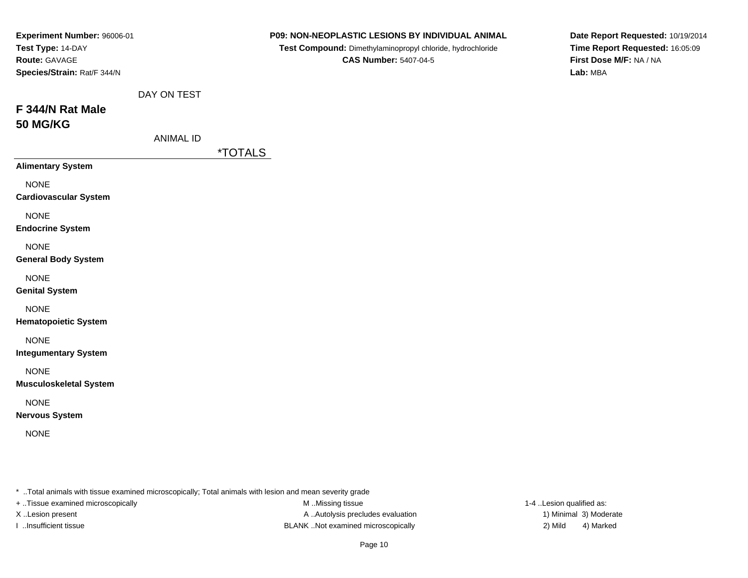**Experiment Number:** 96006-01
**Test Type:** 14-DAY
**Route:** GAVAGE
**Species/Strain:** Rat/F 344/N

**P09: NON-NEOPLASTIC LESIONS BY INDIVIDUAL ANIMAL**
**Test Compound:** Dimethylaminopropyl chloride, hydrochloride
**CAS Number:** 5407-04-5

**Date Report Requested:** 10/19/2014
**Time Report Requested:** 16:05:09
**First Dose M/F:** NA / NA
**Lab:** MBA

DAY ON TEST

## F 344/N Rat Male
## 50 MG/KG

ANIMAL ID

| | *TOTALS |
|---|---|
| **Alimentary System** | |
| NONE | |
| **Cardiovascular System** | |
| NONE | |
| **Endocrine System** | |
| NONE | |
| **General Body System** | |
| NONE | |
| **Genital System** | |
| NONE | |
| **Hematopoietic System** | |
| NONE | |
| **Integumentary System** | |
| NONE | |
| **Musculoskeletal System** | |
| NONE | |
| **Nervous System** | |
| NONE | |

* ..Total animals with tissue examined microscopically; Total animals with lesion and mean severity grade
+ ..Tissue examined microscopically
X ..Lesion present
I ..Insufficient tissue

M ..Missing tissue
A ..Autolysis precludes evaluation
BLANK ..Not examined microscopically

1-4 ..Lesion qualified as:
1) Minimal 3) Moderate
2) Mild 4) Marked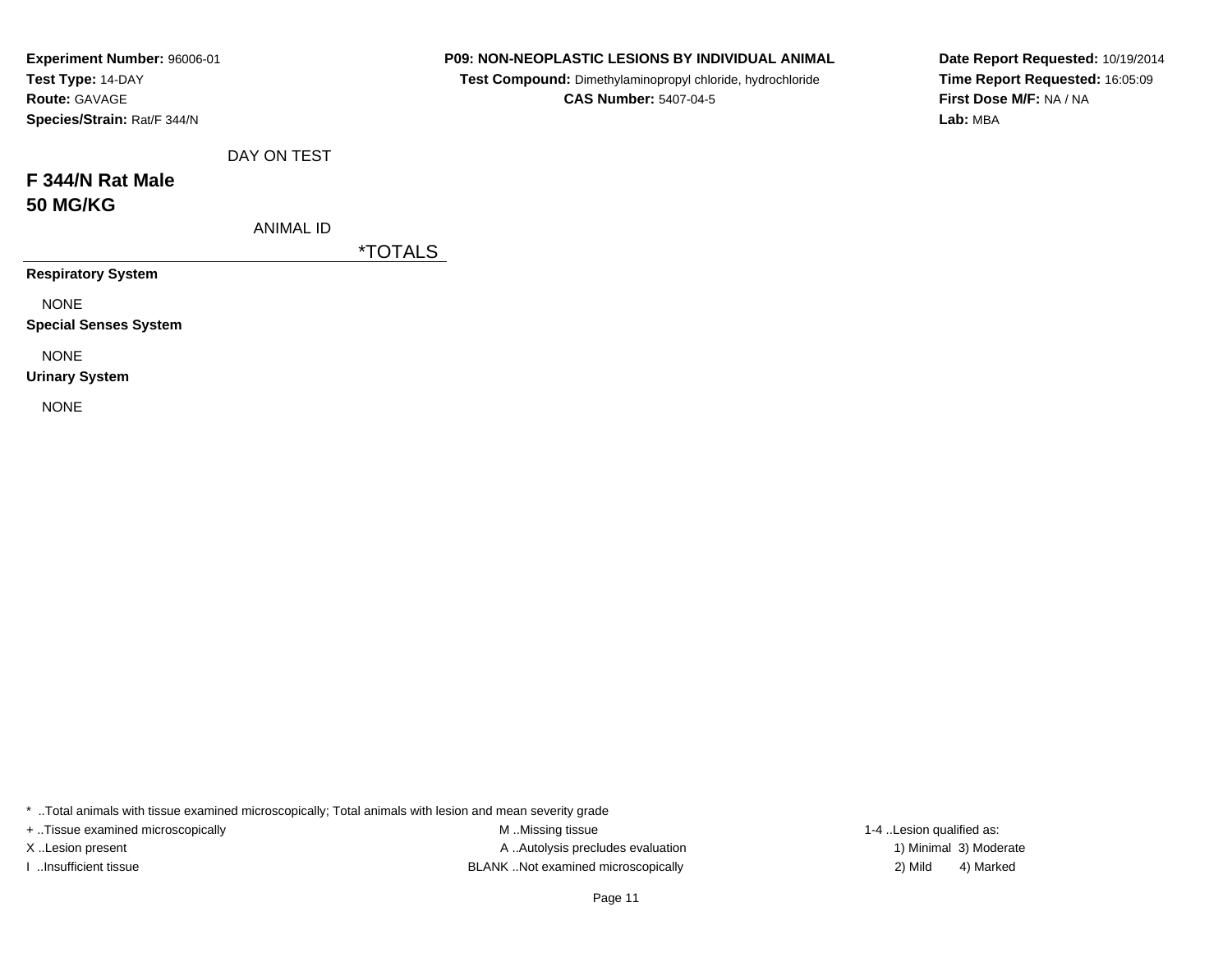**Experiment Number:** 96006-01
**Test Type:** 14-DAY
**Route:** GAVAGE
**Species/Strain:** Rat/F 344/N

**P09: NON-NEOPLASTIC LESIONS BY INDIVIDUAL ANIMAL**
**Test Compound:** Dimethylaminopropyl chloride, hydrochloride
**CAS Number:** 5407-04-5

**Date Report Requested:** 10/19/2014
**Time Report Requested:** 16:05:09
**First Dose M/F:** NA / NA
**Lab:** MBA

DAY ON TEST

## F 344/N Rat Male
## 50 MG/KG

ANIMAL ID

| | *TOTALS |
|---|---|
| **Respiratory System** | |
| NONE | |
| **Special Senses System** | |
| NONE | |
| **Urinary System** | |
| NONE | |

* ..Total animals with tissue examined microscopically; Total animals with lesion and mean severity grade

+ ..Tissue examined microscopically
X ..Lesion present
I ..Insufficient tissue

M ..Missing tissue
A ..Autolysis precludes evaluation
BLANK ..Not examined microscopically

1-4 ..Lesion qualified as:
1) Minimal 3) Moderate
2) Mild 4) Marked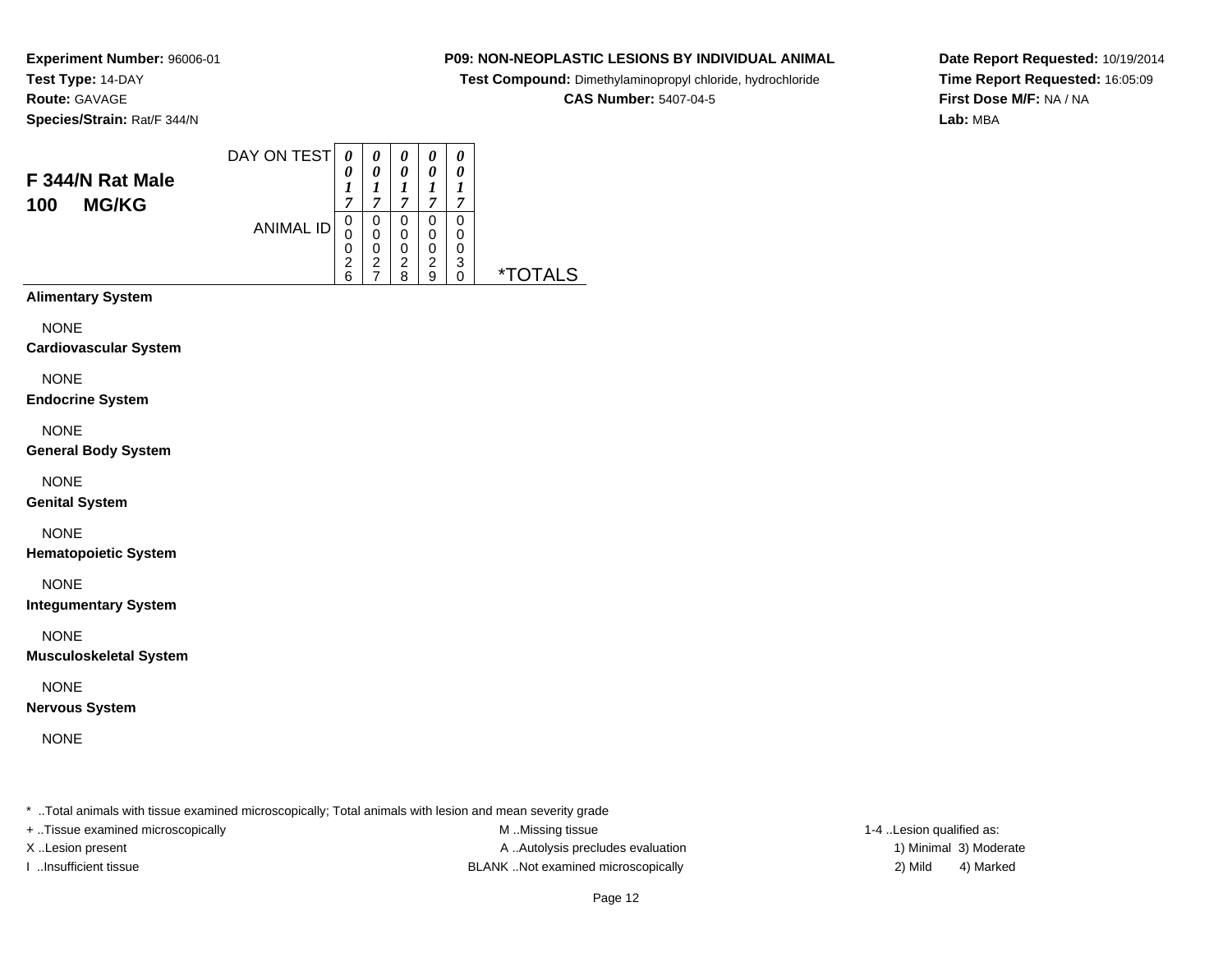**Experiment Number:** 96006-01
**Test Type:** 14-DAY
**Route:** GAVAGE
**Species/Strain:** Rat/F 344/N

**P09: NON-NEOPLASTIC LESIONS BY INDIVIDUAL ANIMAL**
**Test Compound:** Dimethylaminopropyl chloride, hydrochloride
**CAS Number:** 5407-04-5

**Date Report Requested:** 10/19/2014
**Time Report Requested:** 16:05:09
**First Dose M/F:** NA / NA
**Lab:** MBA

## F 344/N Rat Male
## 100 MG/KG

| DAY ON TEST | 0017 | 0017 | 0017 | 0017 | 0017 | |
|---|---|---|---|---|---|---|
| ANIMAL ID | 00026 | 00027 | 00028 | 00029 | 00030 | *TOTALS |
| **Alimentary System** | | | | | | |
| NONE | | | | | | |
| **Cardiovascular System** | | | | | | |
| NONE | | | | | | |
| **Endocrine System** | | | | | | |
| NONE | | | | | | |
| **General Body System** | | | | | | |
| NONE | | | | | | |
| **Genital System** | | | | | | |
| NONE | | | | | | |
| **Hematopoietic System** | | | | | | |
| NONE | | | | | | |
| **Integumentary System** | | | | | | |
| NONE | | | | | | |
| **Musculoskeletal System** | | | | | | |
| NONE | | | | | | |
| **Nervous System** | | | | | | |
| NONE | | | | | | |

* ..Total animals with tissue examined microscopically; Total animals with lesion and mean severity grade
+ ..Tissue examined microscopically
X ..Lesion present
I ..Insufficient tissue
M ..Missing tissue
A ..Autolysis precludes evaluation
BLANK ..Not examined microscopically
1-4 ..Lesion qualified as:
1) Minimal 3) Moderate
2) Mild 4) Marked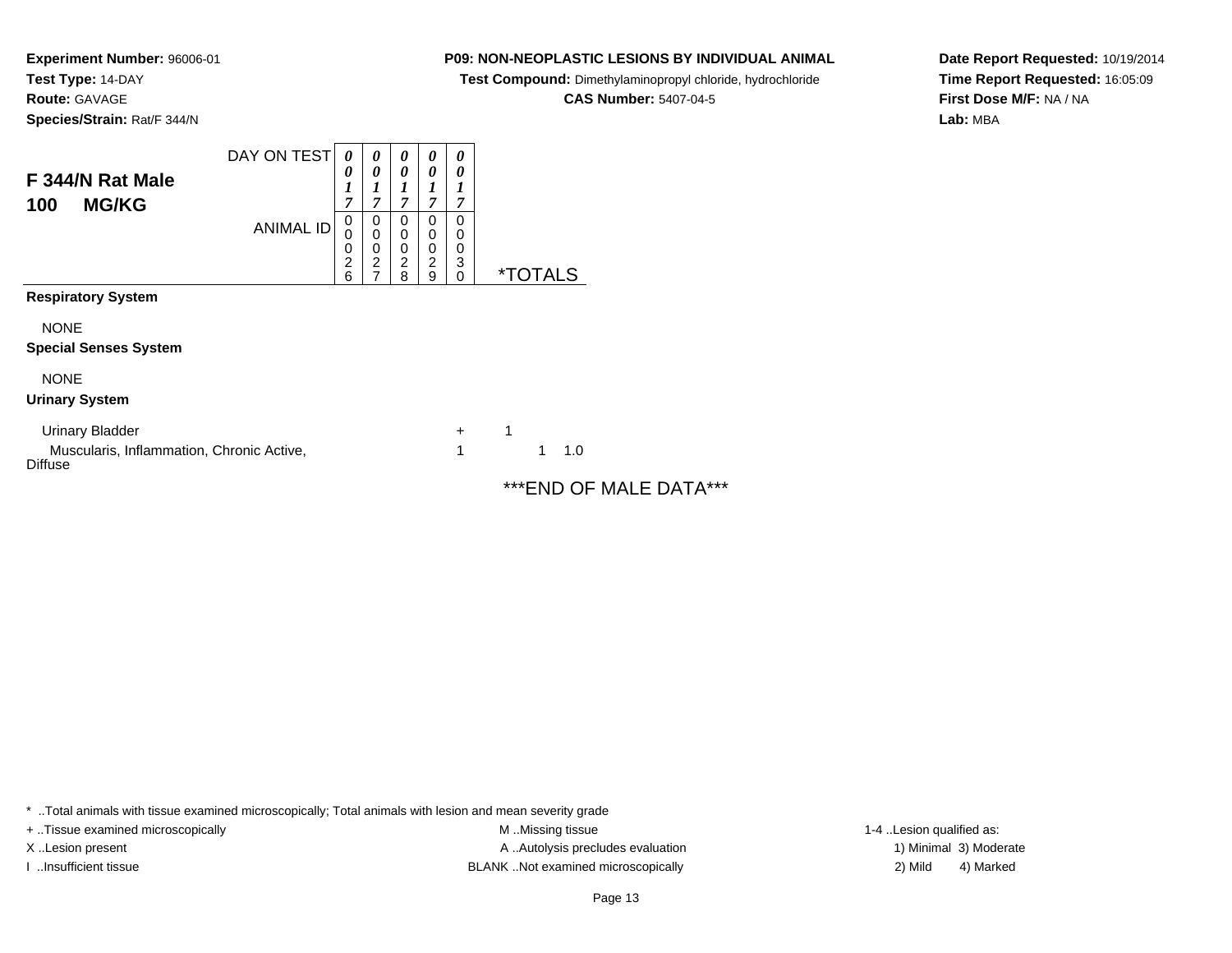**Experiment Number:** 96006-01
**Test Type:** 14-DAY
**Route:** GAVAGE
**Species/Strain:** Rat/F 344/N

**P09: NON-NEOPLASTIC LESIONS BY INDIVIDUAL ANIMAL**
**Test Compound:** Dimethylaminopropyl chloride, hydrochloride
**CAS Number:** 5407-04-5

**Date Report Requested:** 10/19/2014
**Time Report Requested:** 16:05:09
**First Dose M/F:** NA / NA
**Lab:** MBA

## F 344/N Rat Male
## 100 MG/KG

| DAY ON TEST | 0017 | 0017 | 0017 | 0017 | 0017 | |
|---|---|---|---|---|---|---|
| **ANIMAL ID** | 00026 | 00027 | 00028 | 00029 | 00030 | ***TOTALS** |
| **Respiratory System** | | | | | | |
| NONE | | | | | | |
| **Special Senses System** | | | | | | |
| NONE | | | | | | |
| **Urinary System** | | | | | | |
| Urinary Bladder | | | | | + | 1 |
| Muscularis, Inflammation, Chronic Active, Diffuse | | | | | 1 | 1 1.0 |

***END OF MALE DATA***

* ..Total animals with tissue examined microscopically; Total animals with lesion and mean severity grade
+ ..Tissue examined microscopically
X ..Lesion present
I ..Insufficient tissue
M ..Missing tissue
A ..Autolysis precludes evaluation
BLANK ..Not examined microscopically
1-4 ..Lesion qualified as:
1) Minimal 3) Moderate
2) Mild 4) Marked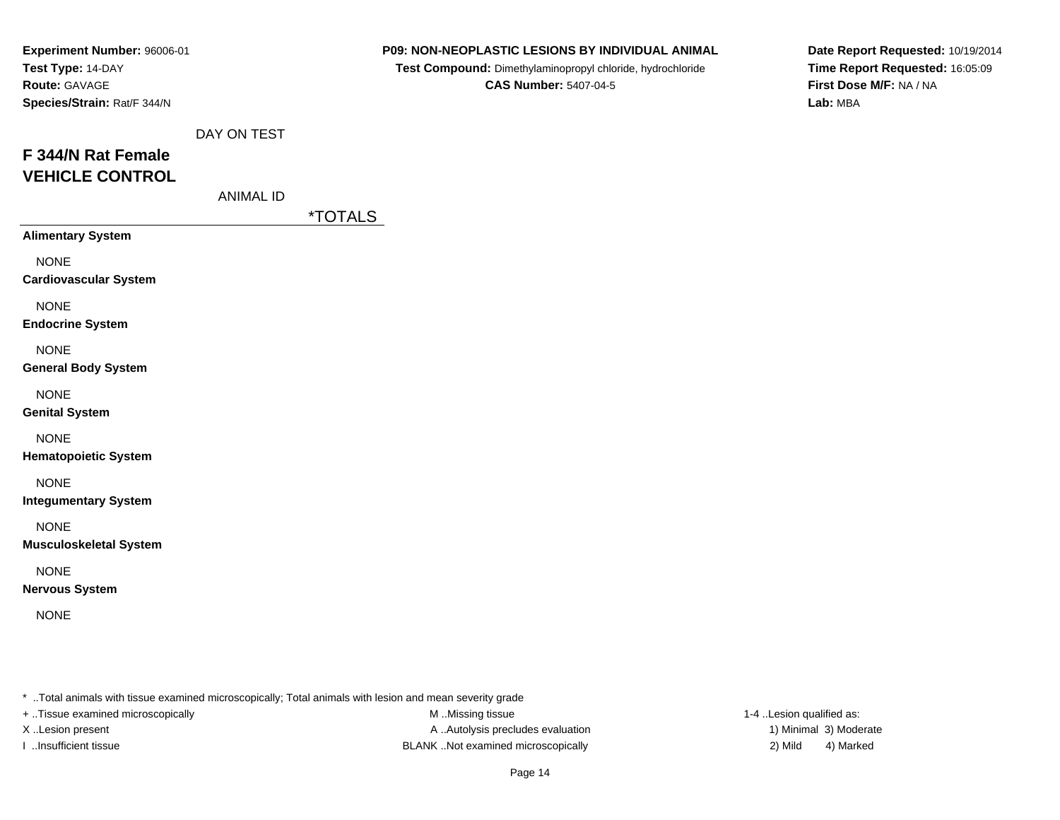**Experiment Number:** 96006-01
**Test Type:** 14-DAY
**Route:** GAVAGE
**Species/Strain:** Rat/F 344/N

**P09: NON-NEOPLASTIC LESIONS BY INDIVIDUAL ANIMAL**
**Test Compound:** Dimethylaminopropyl chloride, hydrochloride
**CAS Number:** 5407-04-5

**Date Report Requested:** 10/19/2014
**Time Report Requested:** 16:05:09
**First Dose M/F:** NA / NA
**Lab:** MBA

DAY ON TEST

## F 344/N Rat Female
## VEHICLE CONTROL

ANIMAL ID

| | *TOTALS |
|---|---|
| **Alimentary System** | |
| NONE | |
| **Cardiovascular System** | |
| NONE | |
| **Endocrine System** | |
| NONE | |
| **General Body System** | |
| NONE | |
| **Genital System** | |
| NONE | |
| **Hematopoietic System** | |
| NONE | |
| **Integumentary System** | |
| NONE | |
| **Musculoskeletal System** | |
| NONE | |
| **Nervous System** | |
| NONE | |

* ..Total animals with tissue examined microscopically; Total animals with lesion and mean severity grade
+ ..Tissue examined microscopically
X ..Lesion present
I ..Insufficient tissue

M ..Missing tissue
A ..Autolysis precludes evaluation
BLANK ..Not examined microscopically

1-4 ..Lesion qualified as:
1) Minimal 3) Moderate
2) Mild 4) Marked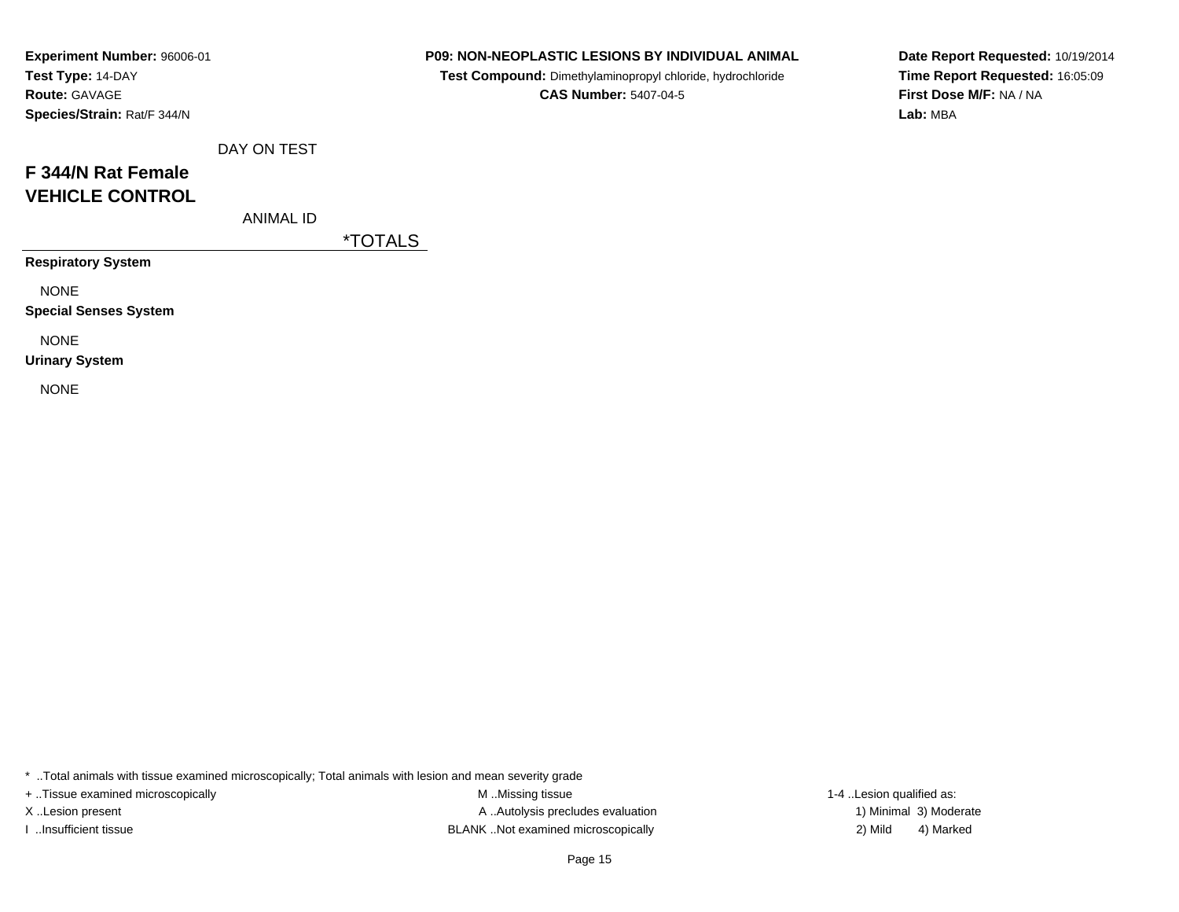**Experiment Number:** 96006-01
**Test Type:** 14-DAY
**Route:** GAVAGE
**Species/Strain:** Rat/F 344/N

**P09: NON-NEOPLASTIC LESIONS BY INDIVIDUAL ANIMAL**
**Test Compound:** Dimethylaminopropyl chloride, hydrochloride
**CAS Number:** 5407-04-5

**Date Report Requested:** 10/19/2014
**Time Report Requested:** 16:05:09
**First Dose M/F:** NA / NA
**Lab:** MBA

DAY ON TEST

## F 344/N Rat Female
## VEHICLE CONTROL

ANIMAL ID

| | *TOTALS |
|---|---|
| **Respiratory System** | |
| NONE | |
| **Special Senses System** | |
| NONE | |
| **Urinary System** | |
| NONE | |

* ..Total animals with tissue examined microscopically; Total animals with lesion and mean severity grade

+ ..Tissue examined microscopically
X ..Lesion present
I ..Insufficient tissue

M ..Missing tissue
A ..Autolysis precludes evaluation
BLANK ..Not examined microscopically

1-4 ..Lesion qualified as:
1) Minimal 3) Moderate
2) Mild 4) Marked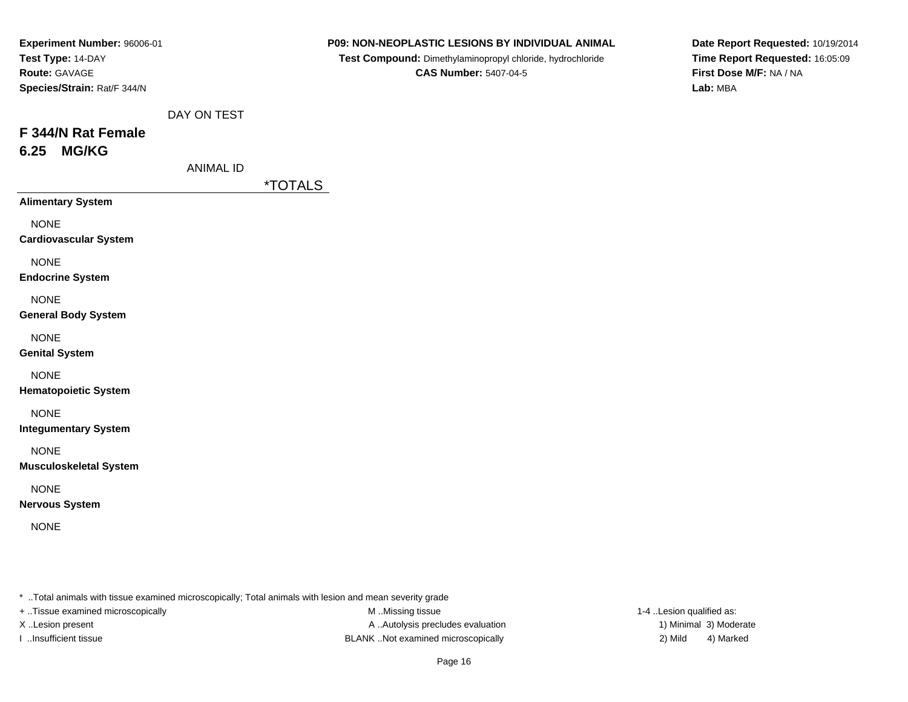**Experiment Number:** 96006-01
**Test Type:** 14-DAY
**Route:** GAVAGE
**Species/Strain:** Rat/F 344/N

**P09: NON-NEOPLASTIC LESIONS BY INDIVIDUAL ANIMAL**
**Test Compound:** Dimethylaminopropyl chloride, hydrochloride
**CAS Number:** 5407-04-5

**Date Report Requested:** 10/19/2014
**Time Report Requested:** 16:05:09
**First Dose M/F:** NA / NA
**Lab:** MBA

DAY ON TEST

## F 344/N Rat Female
## 6.25 MG/KG

ANIMAL ID

| | *TOTALS |
|---|---|
| **Alimentary System** | |
| NONE | |
| **Cardiovascular System** | |
| NONE | |
| **Endocrine System** | |
| NONE | |
| **General Body System** | |
| NONE | |
| **Genital System** | |
| NONE | |
| **Hematopoietic System** | |
| NONE | |
| **Integumentary System** | |
| NONE | |
| **Musculoskeletal System** | |
| NONE | |
| **Nervous System** | |
| NONE | |

* ..Total animals with tissue examined microscopically; Total animals with lesion and mean severity grade
+ ..Tissue examined microscopically
X ..Lesion present
I ..Insufficient tissue
M ..Missing tissue
A ..Autolysis precludes evaluation
BLANK ..Not examined microscopically
1-4 ..Lesion qualified as:
1) Minimal 3) Moderate
2) Mild 4) Marked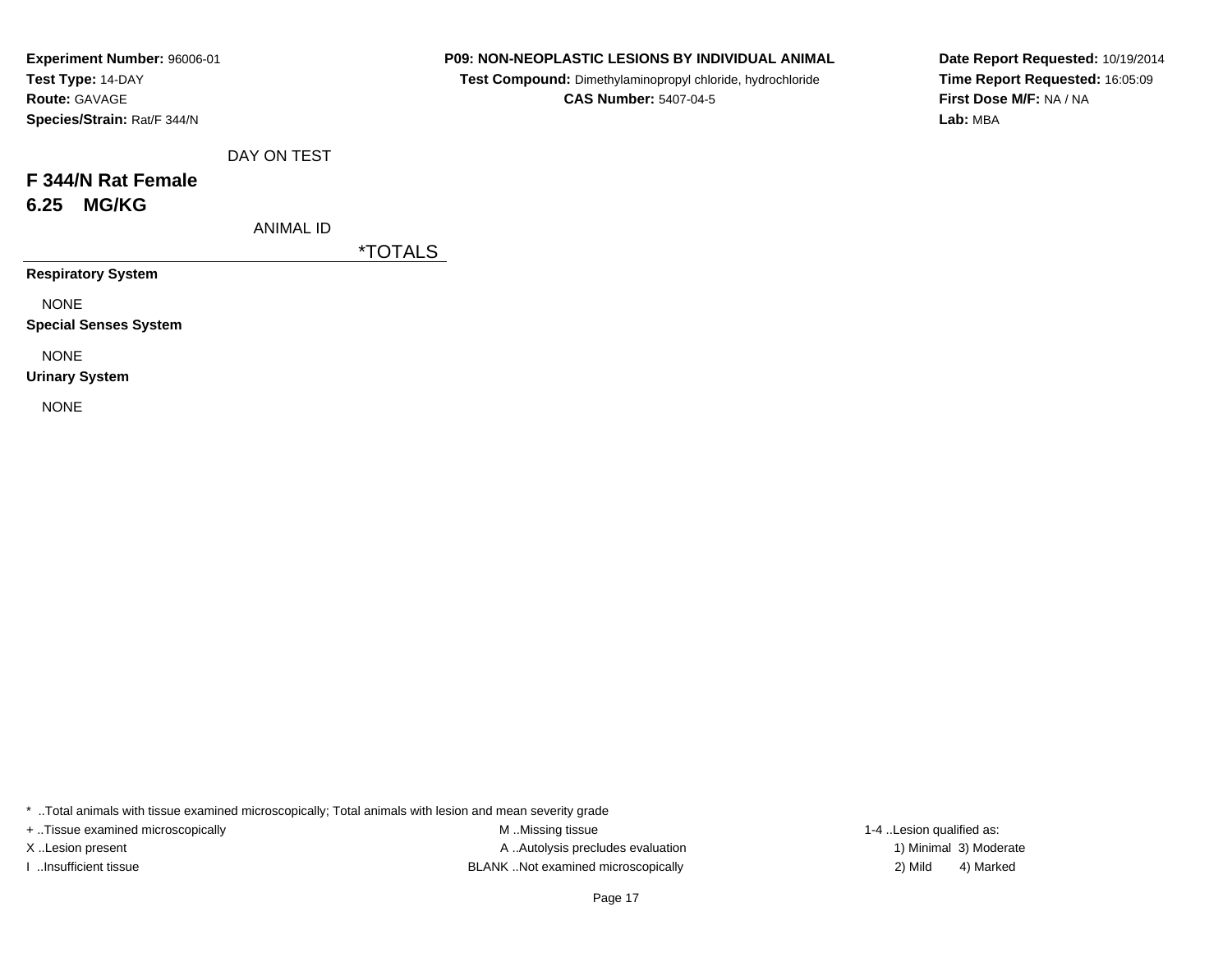**Experiment Number:** 96006-01
**Test Type:** 14-DAY
**Route:** GAVAGE
**Species/Strain:** Rat/F 344/N

**P09: NON-NEOPLASTIC LESIONS BY INDIVIDUAL ANIMAL**
**Test Compound:** Dimethylaminopropyl chloride, hydrochloride
**CAS Number:** 5407-04-5

**Date Report Requested:** 10/19/2014
**Time Report Requested:** 16:05:09
**First Dose M/F:** NA / NA
**Lab:** MBA

DAY ON TEST

## F 344/N Rat Female
## 6.25 MG/KG

ANIMAL ID

*TOTALS

**Respiratory System**

NONE

**Special Senses System**

NONE

**Urinary System**

NONE

* ..Total animals with tissue examined microscopically; Total animals with lesion and mean severity grade

+ ..Tissue examined microscopically
X ..Lesion present
I ..Insufficient tissue

M ..Missing tissue
A ..Autolysis precludes evaluation
BLANK ..Not examined microscopically

1-4 ..Lesion qualified as:
1) Minimal 3) Moderate
2) Mild 4) Marked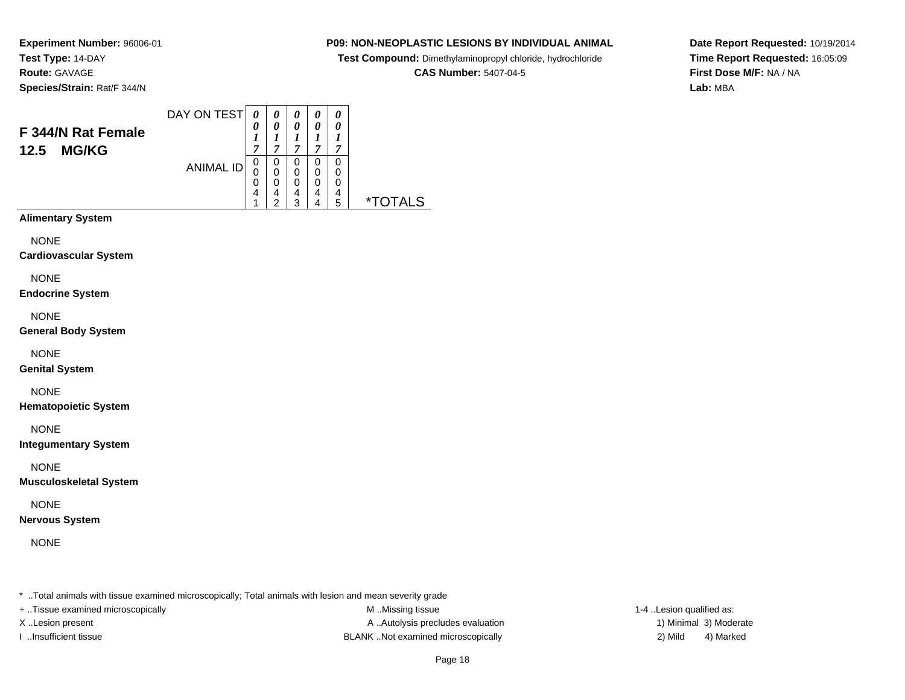**Experiment Number:** 96006-01
**Test Type:** 14-DAY
**Route:** GAVAGE
**Species/Strain:** Rat/F 344/N

**P09: NON-NEOPLASTIC LESIONS BY INDIVIDUAL ANIMAL**
**Test Compound:** Dimethylaminopropyl chloride, hydrochloride
**CAS Number:** 5407-04-5

**Date Report Requested:** 10/19/2014
**Time Report Requested:** 16:05:09
**First Dose M/F:** NA / NA
**Lab:** MBA

## F 344/N Rat Female 12.5 MG/KG

| DAY ON TEST | 0017 | 0017 | 0017 | 0017 | 0017 | |
|---|---|---|---|---|---|---|
| **ANIMAL ID** | 00041 | 00042 | 00043 | 00044 | 00045 | ***TOTALS** |
| **Alimentary System** | | | | | | |
| NONE | | | | | | |
| **Cardiovascular System** | | | | | | |
| NONE | | | | | | |
| **Endocrine System** | | | | | | |
| NONE | | | | | | |
| **General Body System** | | | | | | |
| NONE | | | | | | |
| **Genital System** | | | | | | |
| NONE | | | | | | |
| **Hematopoietic System** | | | | | | |
| NONE | | | | | | |
| **Integumentary System** | | | | | | |
| NONE | | | | | | |
| **Musculoskeletal System** | | | | | | |
| NONE | | | | | | |
| **Nervous System** | | | | | | |
| NONE | | | | | | |

* ..Total animals with tissue examined microscopically; Total animals with lesion and mean severity grade

+ ..Tissue examined microscopically
X ..Lesion present
I ..Insufficient tissue

M ..Missing tissue
A ..Autolysis precludes evaluation
BLANK ..Not examined microscopically

1-4 ..Lesion qualified as:
1) Minimal 3) Moderate
2) Mild 4) Marked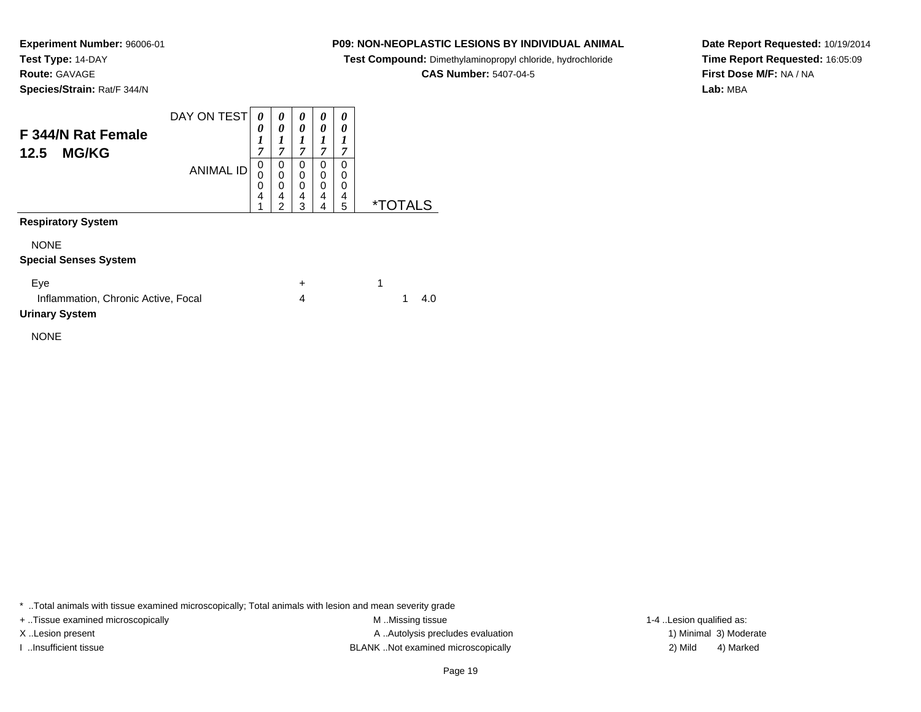**Experiment Number:** 96006-01
**Test Type:** 14-DAY
**Route:** GAVAGE
**Species/Strain:** Rat/F 344/N

**P09: NON-NEOPLASTIC LESIONS BY INDIVIDUAL ANIMAL**
**Test Compound:** Dimethylaminopropyl chloride, hydrochloride
**CAS Number:** 5407-04-5

**Date Report Requested:** 10/19/2014
**Time Report Requested:** 16:05:09
**First Dose M/F:** NA / NA
**Lab:** MBA

## F 344/N Rat Female
## 12.5 MG/KG

| DAY ON TEST | 0017 | 0017 | 0017 | 0017 | 0017 | |
|---|---|---|---|---|---|---|
| ANIMAL ID | 00041 | 00042 | 00043 | 00044 | 00045 | *TOTALS |
| **Respiratory System** | | | | | | |
| NONE | | | | | | |
| **Special Senses System** | | | | | | |
| Eye | | | + | | | 1 |
| Inflammation, Chronic Active, Focal | | | 4 | | | 1 4.0 |
| **Urinary System** | | | | | | |
| NONE | | | | | | |

* ..Total animals with tissue examined microscopically; Total animals with lesion and mean severity grade
+ ..Tissue examined microscopically
X ..Lesion present
I ..Insufficient tissue
M ..Missing tissue
A ..Autolysis precludes evaluation
BLANK ..Not examined microscopically
1-4 ..Lesion qualified as:
1) Minimal 3) Moderate
2) Mild 4) Marked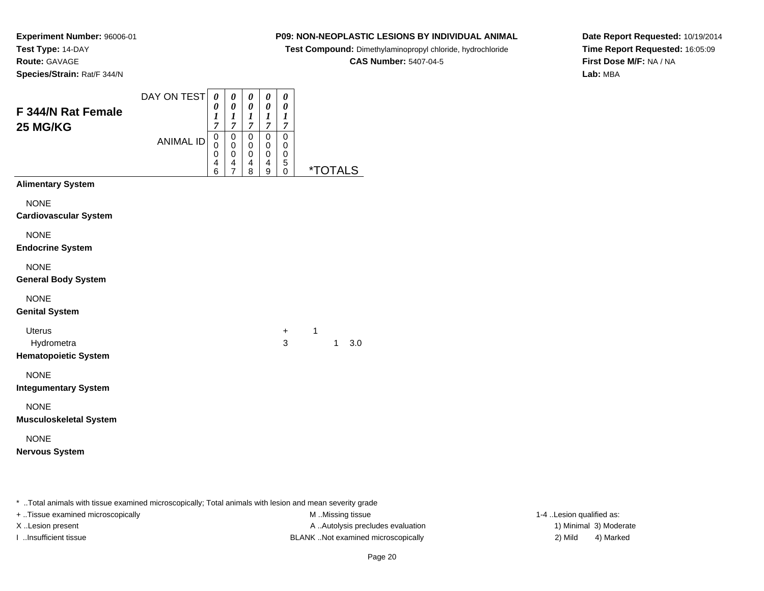**Experiment Number:** 96006-01
**Test Type:** 14-DAY
**Route:** GAVAGE
**Species/Strain:** Rat/F 344/N

**P09: NON-NEOPLASTIC LESIONS BY INDIVIDUAL ANIMAL**
**Test Compound:** Dimethylaminopropyl chloride, hydrochloride
**CAS Number:** 5407-04-5

**Date Report Requested:** 10/19/2014
**Time Report Requested:** 16:05:09
**First Dose M/F:** NA / NA
**Lab:** MBA

## F 344/N Rat Female 25 MG/KG

| | DAY ON TEST | 0017 | 0017 | 0017 | 0017 | 0017 | | |
|---|---|---|---|---|---|---|---|---|
| | **ANIMAL ID** | **00046** | **00047** | **00048** | **00049** | **00050** | ***TOTALS** | |
| **Alimentary System** | | | | | | | | |
| NONE | | | | | | | | |
| **Cardiovascular System** | | | | | | | | |
| NONE | | | | | | | | |
| **Endocrine System** | | | | | | | | |
| NONE | | | | | | | | |
| **General Body System** | | | | | | | | |
| NONE | | | | | | | | |
| **Genital System** | | | | | | | | |
| Uterus | | | | | | + | 1 | |
| Hydrometra | | | | | | 3 | 1 | 3.0 |
| **Hematopoietic System** | | | | | | | | |
| NONE | | | | | | | | |
| **Integumentary System** | | | | | | | | |
| NONE | | | | | | | | |
| **Musculoskeletal System** | | | | | | | | |
| NONE | | | | | | | | |
| **Nervous System** | | | | | | | | |

\* ..Total animals with tissue examined microscopically; Total animals with lesion and mean severity grade

+ ..Tissue examined microscopically
X ..Lesion present
I ..Insufficient tissue

M ..Missing tissue
A ..Autolysis precludes evaluation
BLANK ..Not examined microscopically

1-4 ..Lesion qualified as:
1) Minimal 3) Moderate
2) Mild 4) Marked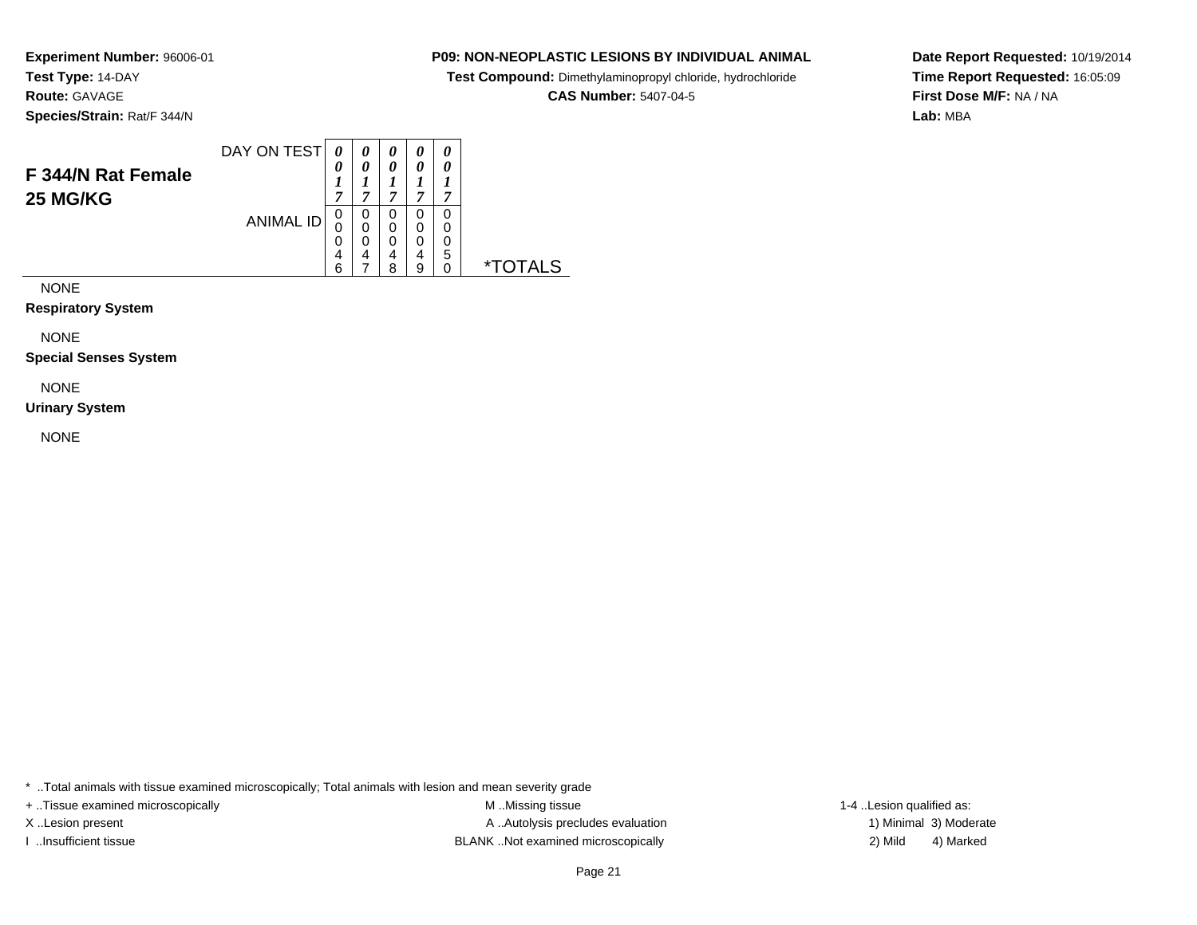**Experiment Number:** 96006-01
**Test Type:** 14-DAY
**Route:** GAVAGE
**Species/Strain:** Rat/F 344/N

**P09: NON-NEOPLASTIC LESIONS BY INDIVIDUAL ANIMAL**
**Test Compound:** Dimethylaminopropyl chloride, hydrochloride
**CAS Number:** 5407-04-5

**Date Report Requested:** 10/19/2014
**Time Report Requested:** 16:05:09
**First Dose M/F:** NA / NA
**Lab:** MBA

## F 344/N Rat Female 25 MG/KG

| DAY ON TEST | 0017 | 0017 | 0017 | 0017 | 0017 | |
|---|---|---|---|---|---|---|
| ANIMAL ID | 00046 | 00047 | 00048 | 00049 | 00050 | *TOTALS |
| NONE | | | | | | |
| **Respiratory System** | | | | | | |
| NONE | | | | | | |
| **Special Senses System** | | | | | | |
| NONE | | | | | | |
| **Urinary System** | | | | | | |
| NONE | | | | | | |

* ..Total animals with tissue examined microscopically; Total animals with lesion and mean severity grade
+ ..Tissue examined microscopically
X ..Lesion present
I ..Insufficient tissue
M ..Missing tissue
A ..Autolysis precludes evaluation
BLANK ..Not examined microscopically
1-4 ..Lesion qualified as:
1) Minimal 3) Moderate
2) Mild 4) Marked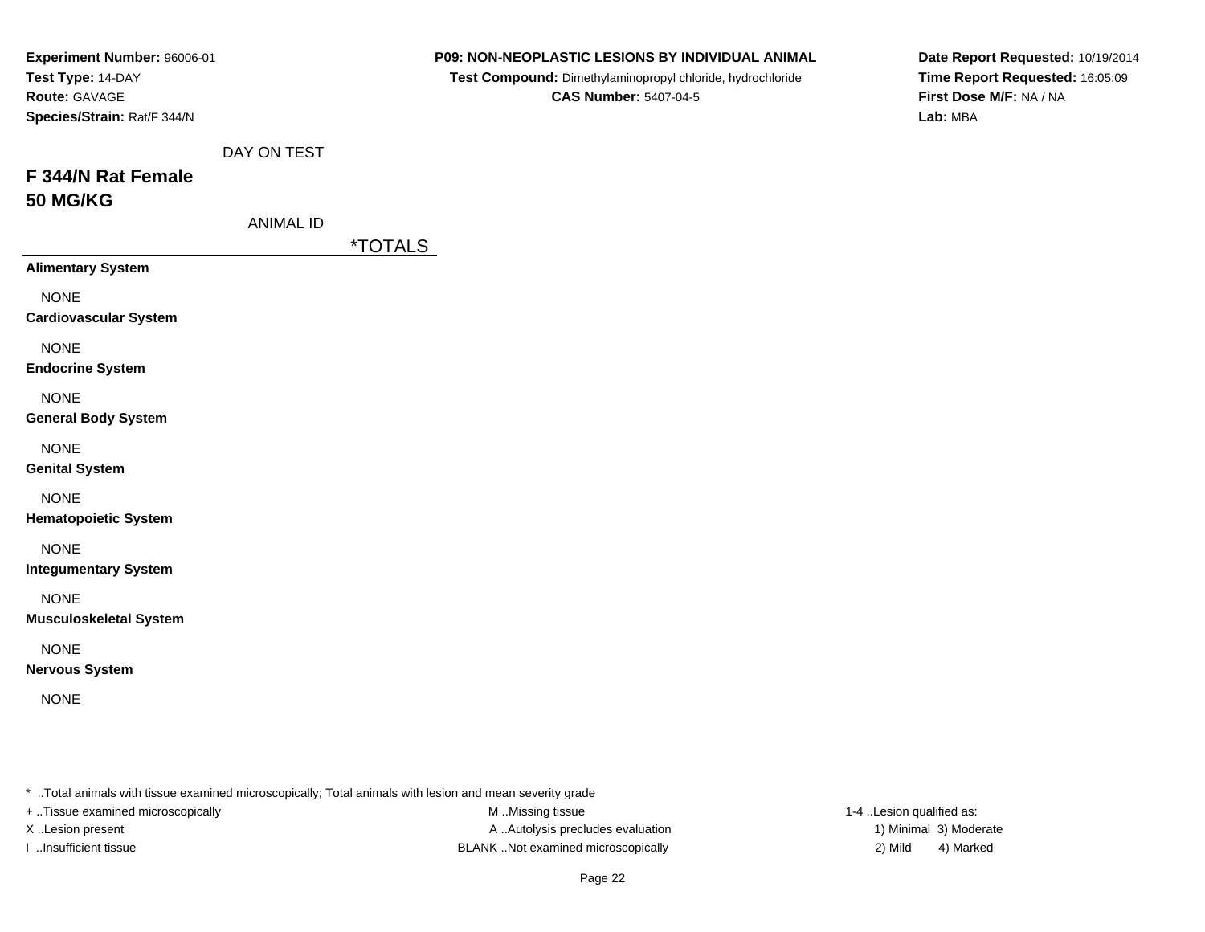**Experiment Number:** 96006-01
**Test Type:** 14-DAY
**Route:** GAVAGE
**Species/Strain:** Rat/F 344/N

**P09: NON-NEOPLASTIC LESIONS BY INDIVIDUAL ANIMAL**
**Test Compound:** Dimethylaminopropyl chloride, hydrochloride
**CAS Number:** 5407-04-5

**Date Report Requested:** 10/19/2014
**Time Report Requested:** 16:05:09
**First Dose M/F:** NA / NA
**Lab:** MBA

DAY ON TEST

## F 344/N Rat Female
## 50 MG/KG

ANIMAL ID

| | *TOTALS |
|---|---|
| **Alimentary System** | |
| NONE | |
| **Cardiovascular System** | |
| NONE | |
| **Endocrine System** | |
| NONE | |
| **General Body System** | |
| NONE | |
| **Genital System** | |
| NONE | |
| **Hematopoietic System** | |
| NONE | |
| **Integumentary System** | |
| NONE | |
| **Musculoskeletal System** | |
| NONE | |
| **Nervous System** | |
| NONE | |

* ..Total animals with tissue examined microscopically; Total animals with lesion and mean severity grade
+ ..Tissue examined microscopically
X ..Lesion present
I ..Insufficient tissue
M ..Missing tissue
A ..Autolysis precludes evaluation
BLANK ..Not examined microscopically
1-4 ..Lesion qualified as:
1) Minimal 3) Moderate
2) Mild 4) Marked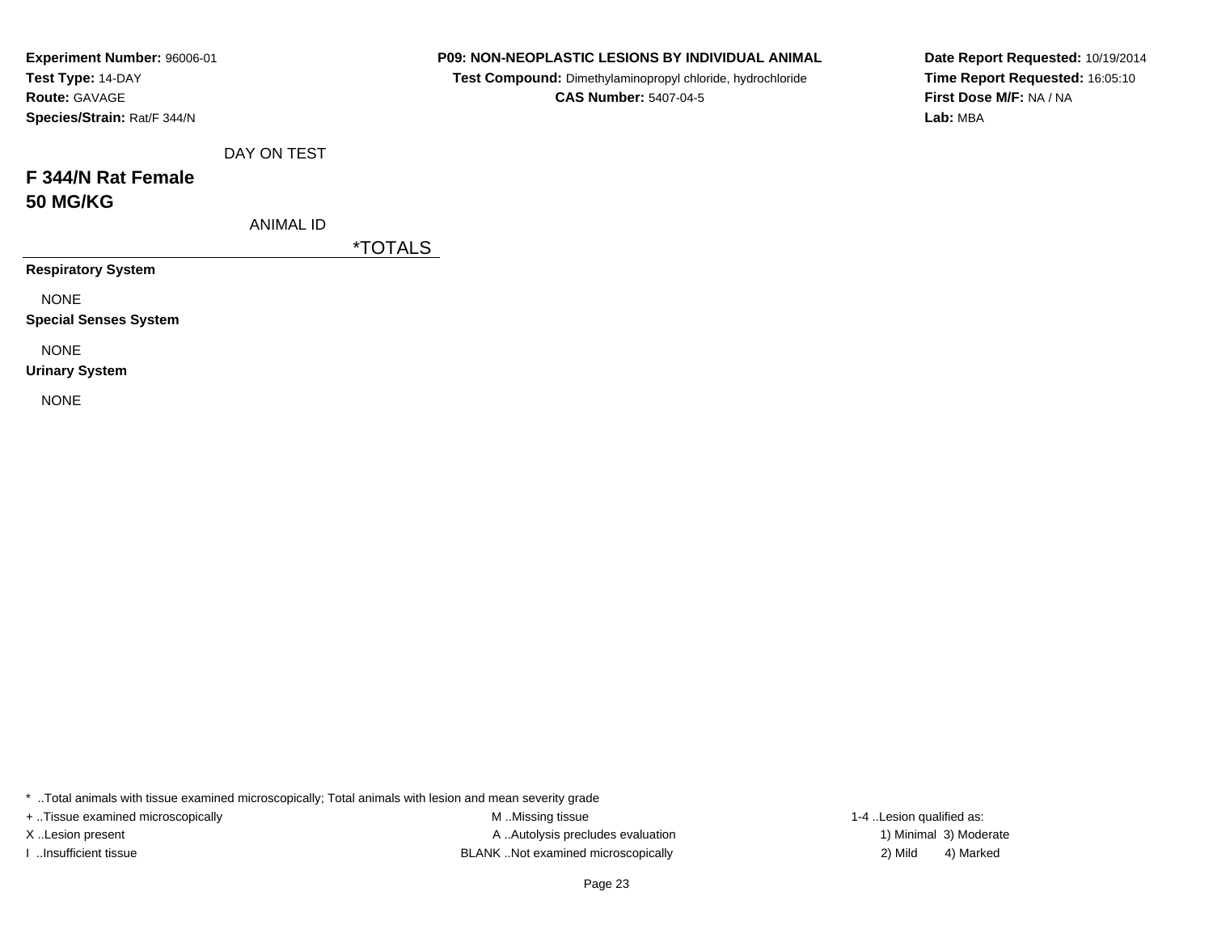**Experiment Number:** 96006-01
**Test Type:** 14-DAY
**Route:** GAVAGE
**Species/Strain:** Rat/F 344/N

**P09: NON-NEOPLASTIC LESIONS BY INDIVIDUAL ANIMAL**
**Test Compound:** Dimethylaminopropyl chloride, hydrochloride
**CAS Number:** 5407-04-5

**Date Report Requested:** 10/19/2014
**Time Report Requested:** 16:05:10
**First Dose M/F:** NA / NA
**Lab:** MBA

DAY ON TEST

## F 344/N Rat Female
## 50 MG/KG

ANIMAL ID

| | *TOTALS |
|---|---|
| **Respiratory System** | |
| NONE | |
| **Special Senses System** | |
| NONE | |
| **Urinary System** | |
| NONE | |

* ..Total animals with tissue examined microscopically; Total animals with lesion and mean severity grade
+ ..Tissue examined microscopically
X ..Lesion present
I ..Insufficient tissue
M ..Missing tissue
A ..Autolysis precludes evaluation
BLANK ..Not examined microscopically
1-4 ..Lesion qualified as:
1) Minimal 3) Moderate
2) Mild 4) Marked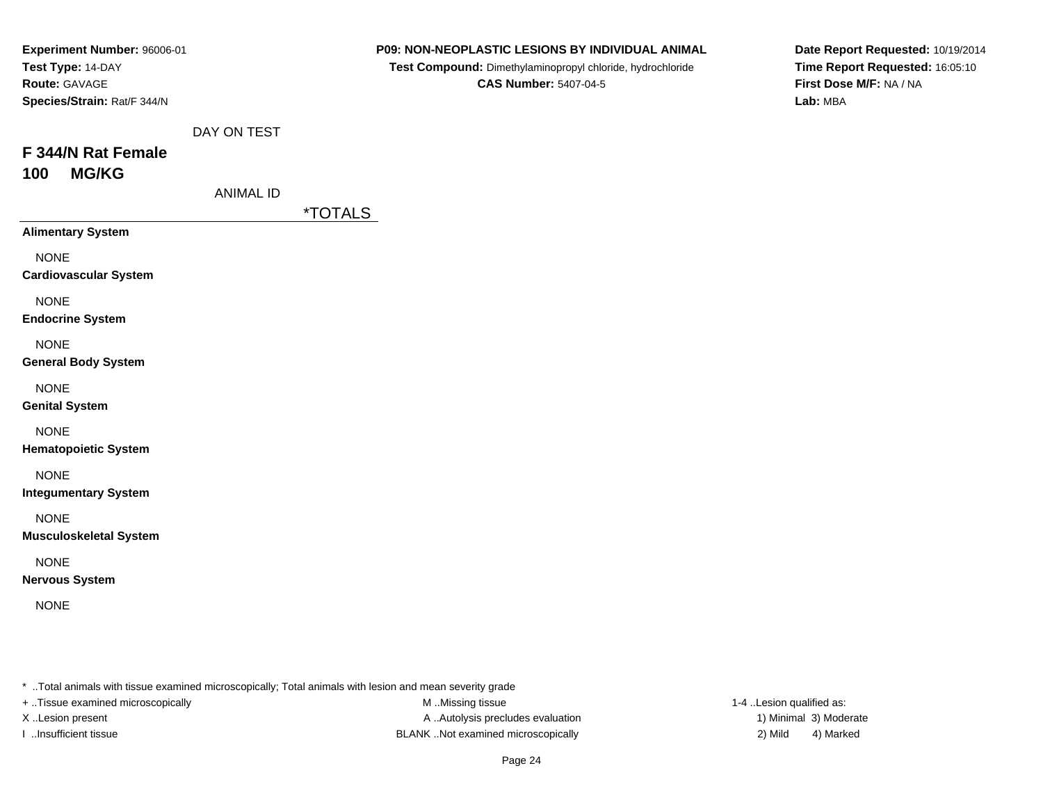**Experiment Number:** 96006-01
**Test Type:** 14-DAY
**Route:** GAVAGE
**Species/Strain:** Rat/F 344/N

**P09: NON-NEOPLASTIC LESIONS BY INDIVIDUAL ANIMAL**
**Test Compound:** Dimethylaminopropyl chloride, hydrochloride
**CAS Number:** 5407-04-5

**Date Report Requested:** 10/19/2014
**Time Report Requested:** 16:05:10
**First Dose M/F:** NA / NA
**Lab:** MBA

DAY ON TEST

## F 344/N Rat Female
## 100 MG/KG

ANIMAL ID

*TOTALS

**Alimentary System**

NONE

**Cardiovascular System**

NONE

**Endocrine System**

NONE

**General Body System**

NONE

**Genital System**

NONE

**Hematopoietic System**

NONE

**Integumentary System**

NONE

**Musculoskeletal System**

NONE

**Nervous System**

NONE

* ..Total animals with tissue examined microscopically; Total animals with lesion and mean severity grade
+ ..Tissue examined microscopically
X ..Lesion present
I ..Insufficient tissue

M ..Missing tissue
A ..Autolysis precludes evaluation
BLANK ..Not examined microscopically

1-4 ..Lesion qualified as:
1) Minimal 3) Moderate
2) Mild 4) Marked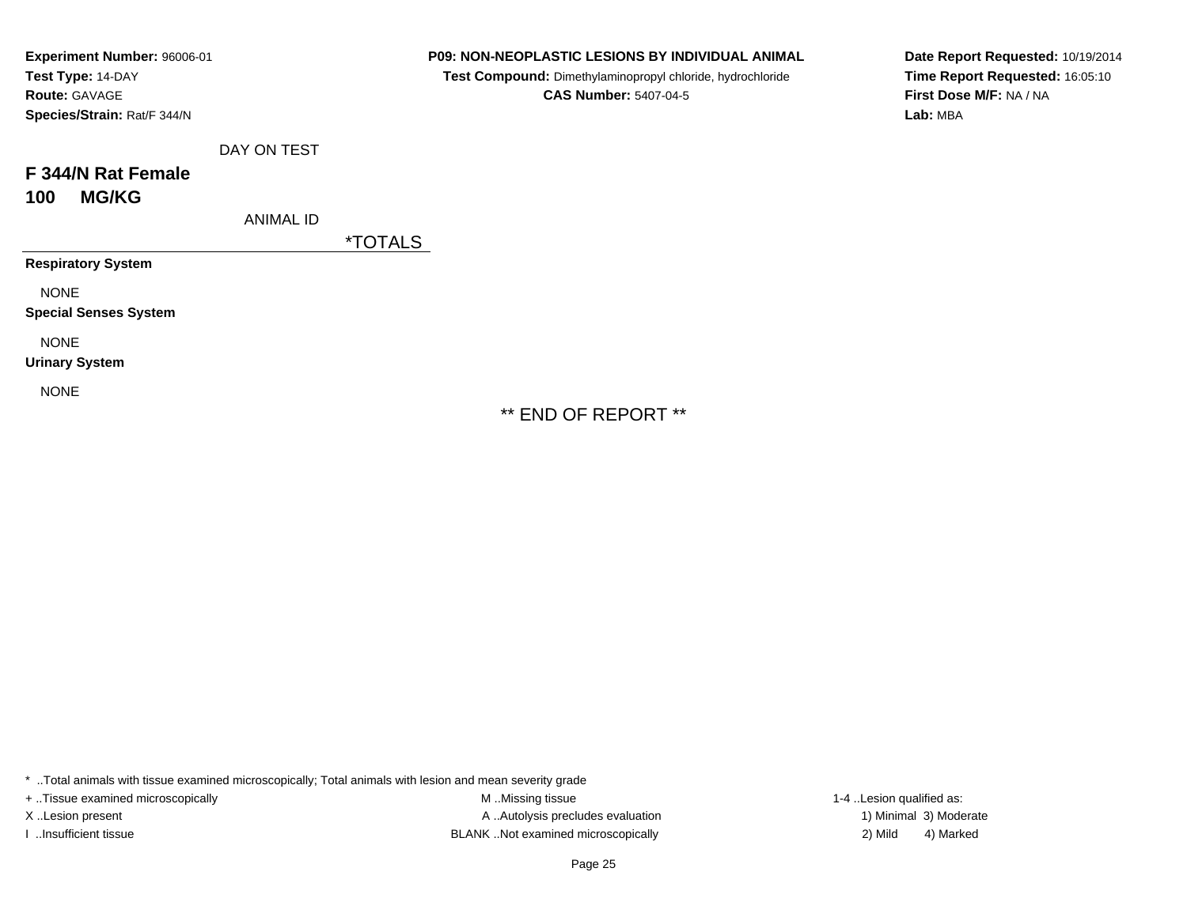**Experiment Number:** 96006-01
**Test Type:** 14-DAY
**Route:** GAVAGE
**Species/Strain:** Rat/F 344/N

**P09: NON-NEOPLASTIC LESIONS BY INDIVIDUAL ANIMAL**
**Test Compound:** Dimethylaminopropyl chloride, hydrochloride
**CAS Number:** 5407-04-5

**Date Report Requested:** 10/19/2014
**Time Report Requested:** 16:05:10
**First Dose M/F:** NA / NA
**Lab:** MBA

DAY ON TEST

## F 344/N Rat Female
## 100 MG/KG

ANIMAL ID

*TOTALS

**Respiratory System**

NONE

**Special Senses System**

NONE

**Urinary System**

NONE

** END OF REPORT **

* ..Total animals with tissue examined microscopically; Total animals with lesion and mean severity grade
+ ..Tissue examined microscopically
X ..Lesion present
I ..Insufficient tissue
M ..Missing tissue
A ..Autolysis precludes evaluation
BLANK ..Not examined microscopically
1-4 ..Lesion qualified as:
1) Minimal 3) Moderate
2) Mild 4) Marked